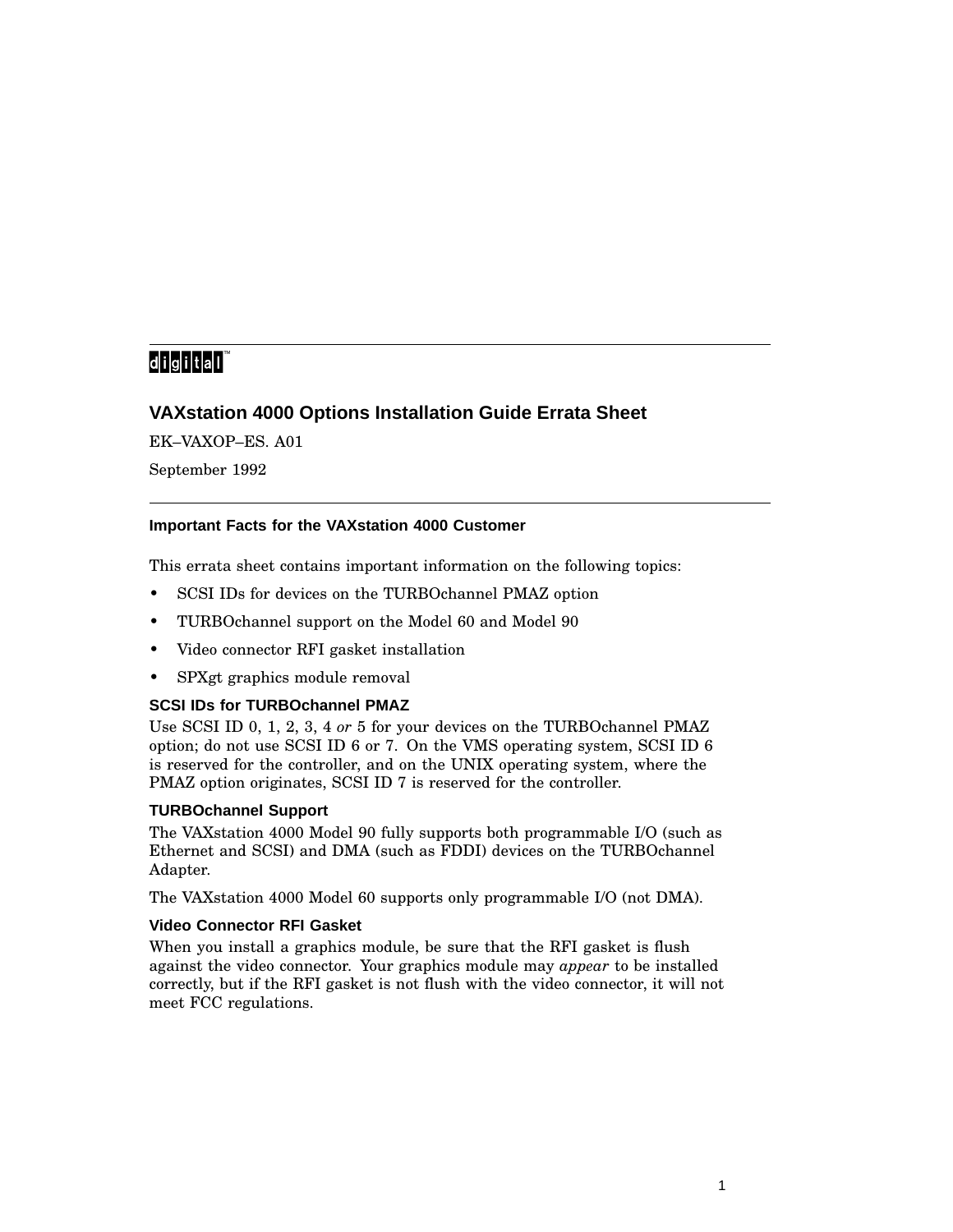digital™

# VAXstation 4000 Options Installation Guide Errata Sheet

EK–VAXOP–ES. A01

September 1992

## Important Facts for the VAXstation 4000 Customer

This errata sheet contains important information on the following topics:

- SCSI IDs for devices on the TURBOchannel PMAZ option
- TURBOchannel support on the Model 60 and Model 90
- Video connector RFI gasket installation
- SPXgt graphics module removal

### SCSI IDs for TURBOchannel PMAZ

Use SCSI ID 0, 1, 2, 3, 4 *or* 5 for your devices on the TURBOchannel PMAZ option; do not use SCSI ID 6 or 7. On the VMS operating system, SCSI ID 6 is reserved for the controller, and on the UNIX operating system, where the PMAZ option originates, SCSI ID 7 is reserved for the controller.

### TURBOchannel Support

The VAXstation 4000 Model 90 fully supports both programmable I/O (such as Ethernet and SCSI) and DMA (such as FDDI) devices on the TURBOchannel Adapter.

The VAXstation 4000 Model 60 supports only programmable I/O (not DMA).

### Video Connector RFI Gasket

When you install a graphics module, be sure that the RFI gasket is flush against the video connector. Your graphics module may *appear* to be installed correctly, but if the RFI gasket is not flush with the video connector, it will not meet FCC regulations.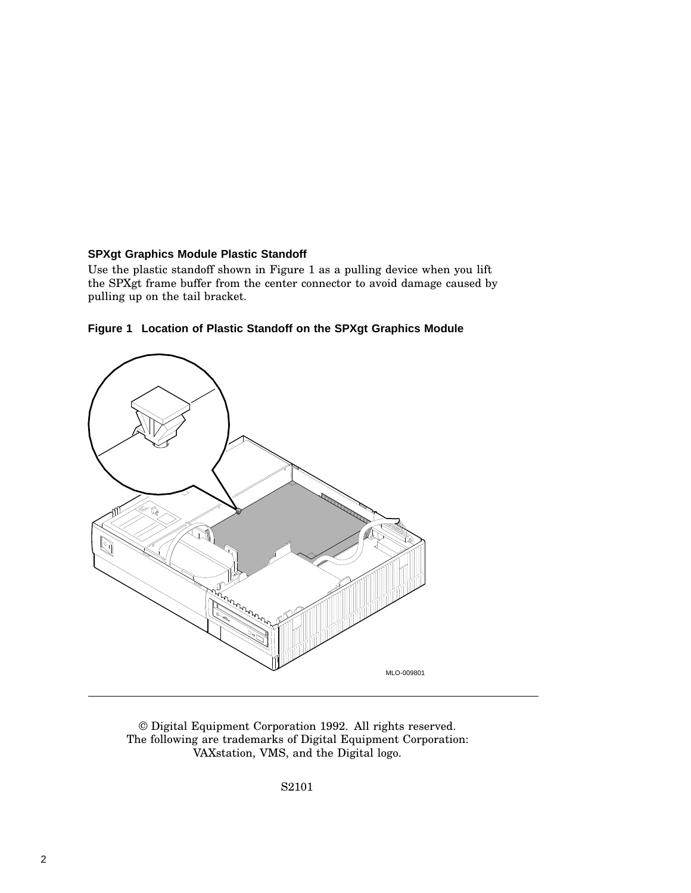## SPXgt Graphics Module Plastic Standoff

Use the plastic standoff shown in Figure 1 as a pulling device when you lift the SPXgt frame buffer from the center connector to avoid damage caused by pulling up on the tail bracket.

**Figure 1 Location of Plastic Standoff on the SPXgt Graphics Module**

MLO-009801

---

© Digital Equipment Corporation 1992. All rights reserved.
The following are trademarks of Digital Equipment Corporation:
VAXstation, VMS, and the Digital logo.

S2101